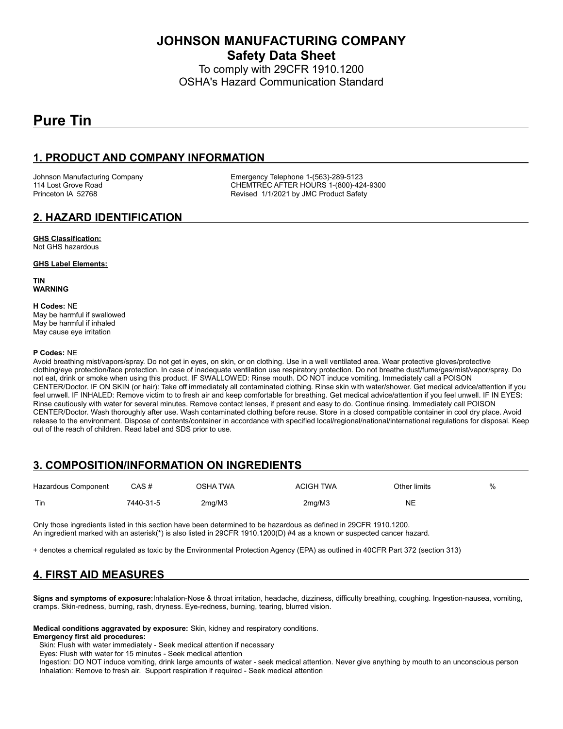# JOHNSON MANUFACTURING COMPANY

## Safety Data Sheet

To comply with 29CFR 1910.1200
OSHA's Hazard Communication Standard

# Pure Tin

## 1. PRODUCT AND COMPANY INFORMATION

Johnson Manufacturing Company
114 Lost Grove Road
Princeton IA 52768

Emergency Telephone 1-(563)-289-5123
CHEMTREC AFTER HOURS 1-(800)-424-9300
Revised 1/1/2021 by JMC Product Safety

## 2. HAZARD IDENTIFICATION

**GHS Classification:**
Not GHS hazardous

**GHS Label Elements:**

**TIN**
**WARNING**

**H Codes:** NE
May be harmful if swallowed
May be harmful if inhaled
May cause eye irritation

**P Codes:** NE
Avoid breathing mist/vapors/spray. Do not get in eyes, on skin, or on clothing. Use in a well ventilated area. Wear protective gloves/protective clothing/eye protection/face protection. In case of inadequate ventilation use respiratory protection. Do not breathe dust/fume/gas/mist/vapor/spray. Do not eat, drink or smoke when using this product. IF SWALLOWED: Rinse mouth. DO NOT induce vomiting. Immediately call a POISON CENTER/Doctor. IF ON SKIN (or hair): Take off immediately all contaminated clothing. Rinse skin with water/shower. Get medical advice/attention if you feel unwell. IF INHALED: Remove victim to to fresh air and keep comfortable for breathing. Get medical advice/attention if you feel unwell. IF IN EYES: Rinse cautiously with water for several minutes. Remove contact lenses, if present and easy to do. Continue rinsing. Immediately call POISON CENTER/Doctor. Wash thoroughly after use. Wash contaminated clothing before reuse. Store in a closed compatible container in cool dry place. Avoid release to the environment. Dispose of contents/container in accordance with specified local/regional/national/international regulations for disposal. Keep out of the reach of children. Read label and SDS prior to use.

## 3. COMPOSITION/INFORMATION ON INGREDIENTS

| Hazardous Component | CAS # | OSHA TWA | ACIGH TWA | Other limits | % |
|---|---|---|---|---|---|
| Tin | 7440-31-5 | 2mg/M3 | 2mg/M3 | NE | |

Only those ingredients listed in this section have been determined to be hazardous as defined in 29CFR 1910.1200.
An ingredient marked with an asterisk(*) is also listed in 29CFR 1910.1200(D) #4 as a known or suspected cancer hazard.

+ denotes a chemical regulated as toxic by the Environmental Protection Agency (EPA) as outlined in 40CFR Part 372 (section 313)

## 4. FIRST AID MEASURES

**Signs and symptoms of exposure:**Inhalation-Nose & throat irritation, headache, dizziness, difficulty breathing, coughing. Ingestion-nausea, vomiting, cramps. Skin-redness, burning, rash, dryness. Eye-redness, burning, tearing, blurred vision.

**Medical conditions aggravated by exposure:** Skin, kidney and respiratory conditions.
**Emergency first aid procedures:**
Skin: Flush with water immediately - Seek medical attention if necessary
Eyes: Flush with water for 15 minutes - Seek medical attention
Ingestion: DO NOT induce vomiting, drink large amounts of water - seek medical attention. Never give anything by mouth to an unconscious person
Inhalation: Remove to fresh air. Support respiration if required - Seek medical attention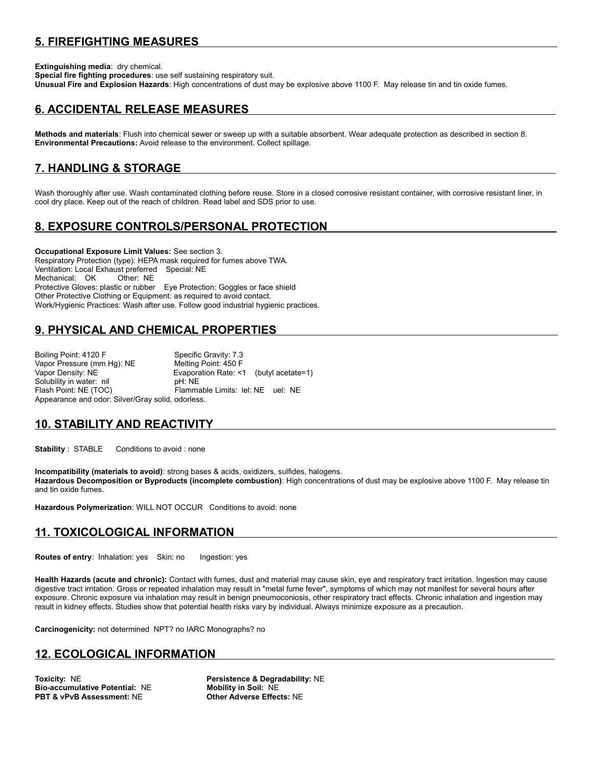## 5. FIREFIGHTING MEASURES

**Extinguishing media**: dry chemical.
**Special fire fighting procedures**: use self sustaining respiratory suit.
**Unusual Fire and Explosion Hazards**: High concentrations of dust may be explosive above 1100 F. May release tin and tin oxide fumes.

## 6. ACCIDENTAL RELEASE MEASURES

**Methods and materials**: Flush into chemical sewer or sweep up with a suitable absorbent. Wear adequate protection as described in section 8.
**Environmental Precautions:** Avoid release to the environment. Collect spillage.

## 7. HANDLING & STORAGE

Wash thoroughly after use. Wash contaminated clothing before reuse. Store in a closed corrosive resistant container, with corrosive resistant liner, in cool dry place. Keep out of the reach of children. Read label and SDS prior to use.

## 8. EXPOSURE CONTROLS/PERSONAL PROTECTION

**Occupational Exposure Limit Values:** See section 3.
Respiratory Protection (type): HEPA mask required for fumes above TWA.
Ventilation: Local Exhaust preferred Special: NE
Mechanical: OK Other: NE
Protective Gloves: plastic or rubber Eye Protection: Goggles or face shield
Other Protective Clothing or Equipment: as required to avoid contact.
Work/Hygienic Practices: Wash after use. Follow good industrial hygienic practices.

## 9. PHYSICAL AND CHEMICAL PROPERTIES

| | |
|---|---|
| Boiling Point: 4120 F | Specific Gravity: 7.3 |
| Vapor Pressure (mm Hg): NE | Melting Point: 450 F |
| Vapor Density: NE | Evaporation Rate: <1 (butyl acetate=1) |
| Solubility in water: nil | pH: NE |
| Flash Point: NE (TOC) | Flammable Limits: lel: NE uel: NE |

Appearance and odor: Silver/Gray solid, odorless.

## 10. STABILITY AND REACTIVITY

**Stability** : STABLE Conditions to avoid : none

**Incompatibility (materials to avoid)**: strong bases & acids, oxidizers, sulfides, halogens.
**Hazardous Decomposition or Byproducts (incomplete combustion)**: High concentrations of dust may be explosive above 1100 F. May release tin and tin oxide fumes.

**Hazardous Polymerization**: WILL NOT OCCUR Conditions to avoid: none

## 11. TOXICOLOGICAL INFORMATION

**Routes of entry**: Inhalation: yes Skin: no Ingestion: yes

**Health Hazards (acute and chronic):** Contact with fumes, dust and material may cause skin, eye and respiratory tract irritation. Ingestion may cause digestive tract irritation. Gross or repeated inhalation may result in "metal fume fever", symptoms of which may not manifest for several hours after exposure. Chronic exposure via inhalation may result in benign pneumoconiosis, other respiratory tract effects. Chronic inhalation and ingestion may result in kidney effects. Studies show that potential health risks vary by individual. Always minimize exposure as a precaution.

**Carcinogenicity:** not determined NPT? no IARC Monographs? no

## 12. ECOLOGICAL INFORMATION

| | |
|---|---|
| **Toxicity:** NE | **Persistence & Degradability:** NE |
| **Bio-accumulative Potential:** NE | **Mobility in Soil:** NE |
| **PBT & vPvB Assessment:** NE | **Other Adverse Effects:** NE |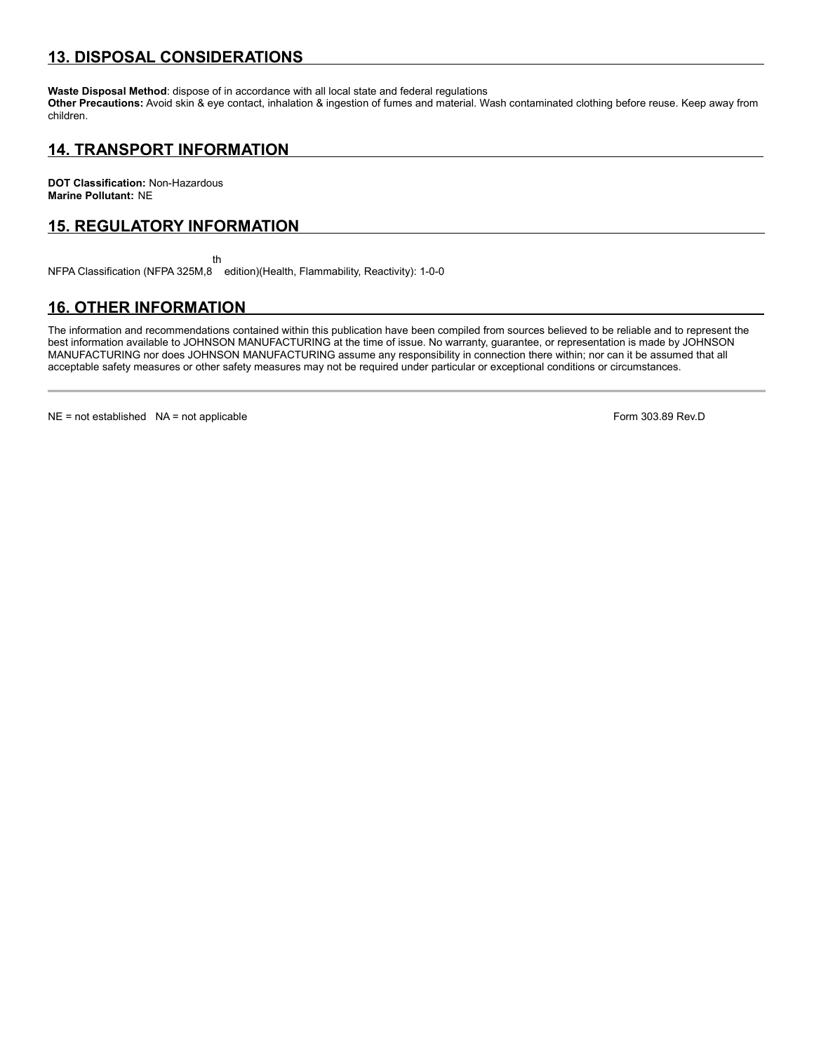## 13. DISPOSAL CONSIDERATIONS

**Waste Disposal Method**: dispose of in accordance with all local state and federal regulations
**Other Precautions:** Avoid skin & eye contact, inhalation & ingestion of fumes and material. Wash contaminated clothing before reuse. Keep away from children.

## 14. TRANSPORT INFORMATION

**DOT Classification:** Non-Hazardous
**Marine Pollutant:** NE

## 15. REGULATORY INFORMATION

NFPA Classification (NFPA 325M,8$^{th}$ edition)(Health, Flammability, Reactivity): 1-0-0

## 16. OTHER INFORMATION

The information and recommendations contained within this publication have been compiled from sources believed to be reliable and to represent the best information available to JOHNSON MANUFACTURING at the time of issue. No warranty, guarantee, or representation is made by JOHNSON MANUFACTURING nor does JOHNSON MANUFACTURING assume any responsibility in connection there within; nor can it be assumed that all acceptable safety measures or other safety measures may not be required under particular or exceptional conditions or circumstances.

---

NE = not established NA = not applicable

Form 303.89 Rev.D